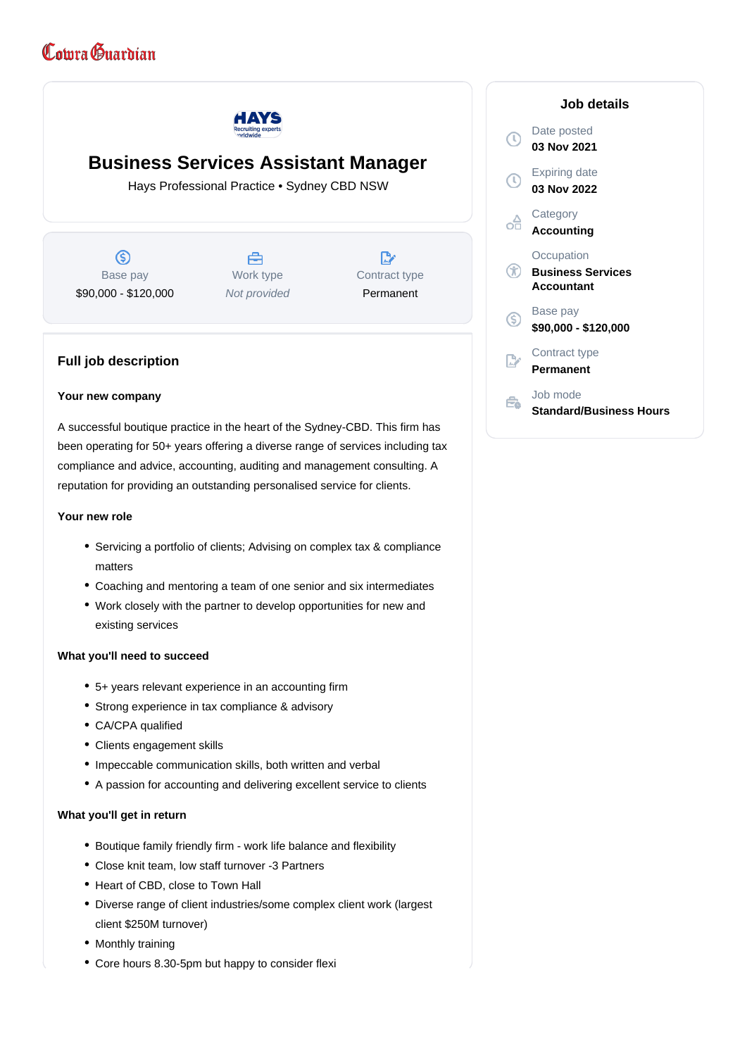Cowra Guardian

# Business Services Assistant Manager

Hays Professional Practice • Sydney CBD NSW

| Base pay | Work type | Contract type |
| --- | --- | --- |
| $90,000 - $120,000 | *Not provided* | Permanent |

## Job details

Date posted
**03 Nov 2021**

Expiring date
**03 Nov 2022**

Category
**Accounting**

Occupation
**Business Services Accountant**

Base pay
**$90,000 - $120,000**

Contract type
**Permanent**

Job mode
**Standard/Business Hours**

## Full job description

**Your new company**

A successful boutique practice in the heart of the Sydney-CBD. This firm has been operating for 50+ years offering a diverse range of services including tax compliance and advice, accounting, auditing and management consulting. A reputation for providing an outstanding personalised service for clients.

**Your new role**

- Servicing a portfolio of clients; Advising on complex tax & compliance matters
- Coaching and mentoring a team of one senior and six intermediates
- Work closely with the partner to develop opportunities for new and existing services

**What you'll need to succeed**

- 5+ years relevant experience in an accounting firm
- Strong experience in tax compliance & advisory
- CA/CPA qualified
- Clients engagement skills
- Impeccable communication skills, both written and verbal
- A passion for accounting and delivering excellent service to clients

**What you'll get in return**

- Boutique family friendly firm - work life balance and flexibility
- Close knit team, low staff turnover -3 Partners
- Heart of CBD, close to Town Hall
- Diverse range of client industries/some complex client work (largest client $250M turnover)
- Monthly training
- Core hours 8.30-5pm but happy to consider flexi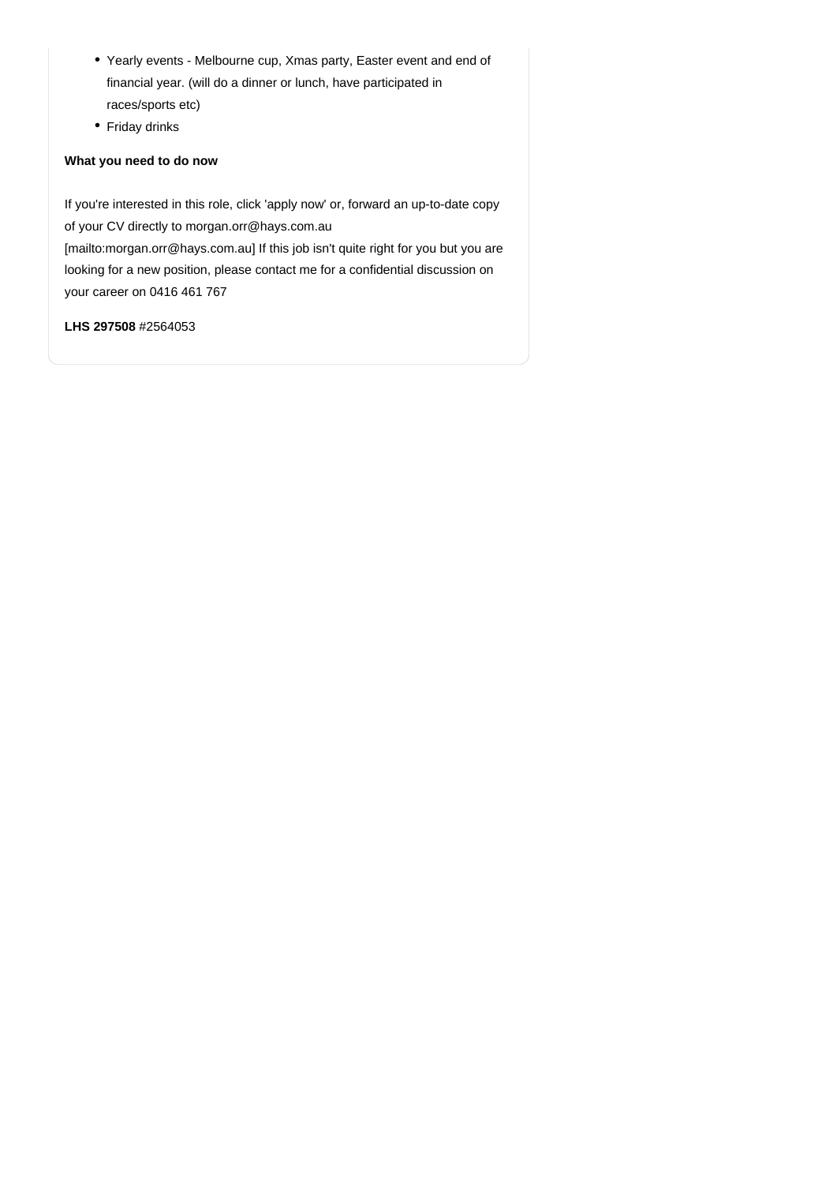- Yearly events - Melbourne cup, Xmas party, Easter event and end of financial year. (will do a dinner or lunch, have participated in races/sports etc)
- Friday drinks

**What you need to do now**

If you're interested in this role, click 'apply now' or, forward an up-to-date copy of your CV directly to morgan.orr@hays.com.au [mailto:morgan.orr@hays.com.au] If this job isn't quite right for you but you are looking for a new position, please contact me for a confidential discussion on your career on 0416 461 767

**LHS 297508** #2564053